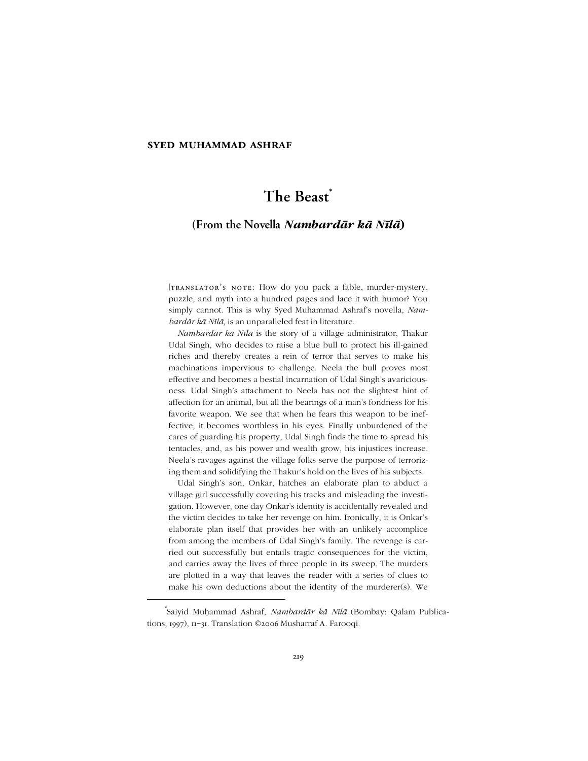**SYED MUHAMMAD ASHRAF**

# The Beast[*]

## (From the Novella *Nambardār kā Nīlā*)

[TRANSLATOR'S NOTE: How do you pack a fable, murder-mystery, puzzle, and myth into a hundred pages and lace it with humor? You simply cannot. This is why Syed Muhammad Ashraf's novella, *Nambardār kā Nīlā*, is an unparalleled feat in literature.

*Nambardār kā Nīlā* is the story of a village administrator, Thakur Udal Singh, who decides to raise a blue bull to protect his ill-gained riches and thereby creates a rein of terror that serves to make his machinations impervious to challenge. Neela the bull proves most effective and becomes a bestial incarnation of Udal Singh's avariciousness. Udal Singh's attachment to Neela has not the slightest hint of affection for an animal, but all the bearings of a man's fondness for his favorite weapon. We see that when he fears this weapon to be ineffective, it becomes worthless in his eyes. Finally unburdened of the cares of guarding his property, Udal Singh finds the time to spread his tentacles, and, as his power and wealth grow, his injustices increase. Neela's ravages against the village folks serve the purpose of terrorizing them and solidifying the Thakur's hold on the lives of his subjects.

Udal Singh's son, Onkar, hatches an elaborate plan to abduct a village girl successfully covering his tracks and misleading the investigation. However, one day Onkar's identity is accidentally revealed and the victim decides to take her revenge on him. Ironically, it is Onkar's elaborate plan itself that provides her with an unlikely accomplice from among the members of Udal Singh's family. The revenge is carried out successfully but entails tragic consequences for the victim, and carries away the lives of three people in its sweep. The murders are plotted in a way that leaves the reader with a series of clues to make his own deductions about the identity of the murderer(s). We

---

[*] Saiyid Muḥammad Ashraf, *Nambardār kā Nīlā* (Bombay: Qalam Publications, 1997), 11–31. Translation ©2006 Musharraf A. Farooqi.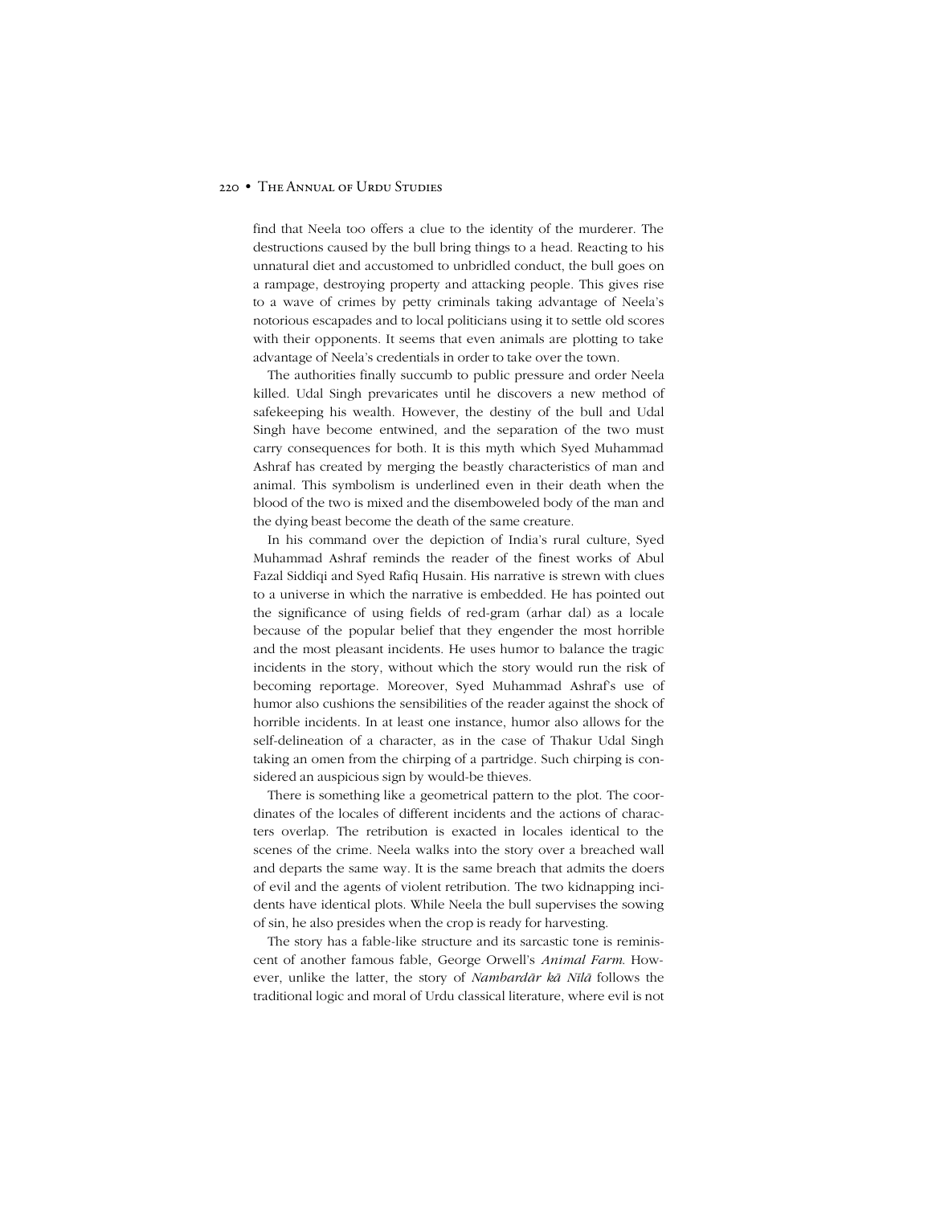find that Neela too offers a clue to the identity of the murderer. The destructions caused by the bull bring things to a head. Reacting to his unnatural diet and accustomed to unbridled conduct, the bull goes on a rampage, destroying property and attacking people. This gives rise to a wave of crimes by petty criminals taking advantage of Neela's notorious escapades and to local politicians using it to settle old scores with their opponents. It seems that even animals are plotting to take advantage of Neela's credentials in order to take over the town.

The authorities finally succumb to public pressure and order Neela killed. Udal Singh prevaricates until he discovers a new method of safekeeping his wealth. However, the destiny of the bull and Udal Singh have become entwined, and the separation of the two must carry consequences for both. It is this myth which Syed Muhammad Ashraf has created by merging the beastly characteristics of man and animal. This symbolism is underlined even in their death when the blood of the two is mixed and the disemboweled body of the man and the dying beast become the death of the same creature.

In his command over the depiction of India's rural culture, Syed Muhammad Ashraf reminds the reader of the finest works of Abul Fazal Siddiqi and Syed Rafiq Husain. His narrative is strewn with clues to a universe in which the narrative is embedded. He has pointed out the significance of using fields of red-gram (arhar dal) as a locale because of the popular belief that they engender the most horrible and the most pleasant incidents. He uses humor to balance the tragic incidents in the story, without which the story would run the risk of becoming reportage. Moreover, Syed Muhammad Ashraf's use of humor also cushions the sensibilities of the reader against the shock of horrible incidents. In at least one instance, humor also allows for the self-delineation of a character, as in the case of Thakur Udal Singh taking an omen from the chirping of a partridge. Such chirping is considered an auspicious sign by would-be thieves.

There is something like a geometrical pattern to the plot. The coordinates of the locales of different incidents and the actions of characters overlap. The retribution is exacted in locales identical to the scenes of the crime. Neela walks into the story over a breached wall and departs the same way. It is the same breach that admits the doers of evil and the agents of violent retribution. The two kidnapping incidents have identical plots. While Neela the bull supervises the sowing of sin, he also presides when the crop is ready for harvesting.

The story has a fable-like structure and its sarcastic tone is reminiscent of another famous fable, George Orwell's *Animal Farm*. However, unlike the latter, the story of *Nambardār kā Nīlā* follows the traditional logic and moral of Urdu classical literature, where evil is not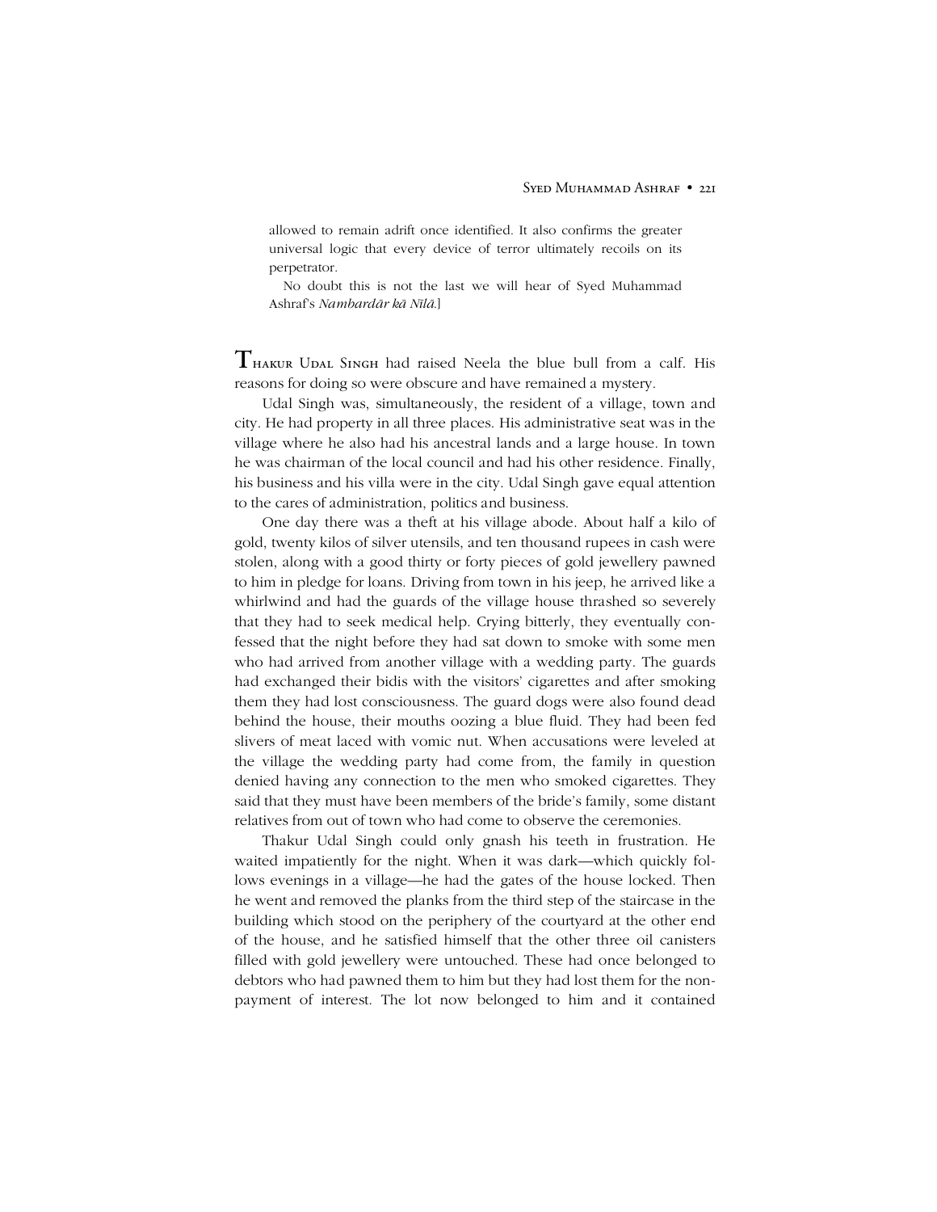allowed to remain adrift once identified. It also confirms the greater universal logic that every device of terror ultimately recoils on its perpetrator.

No doubt this is not the last we will hear of Syed Muhammad Ashraf's *Nambardār kā Nīlā*.]

THAKUR UDAL SINGH had raised Neela the blue bull from a calf. His reasons for doing so were obscure and have remained a mystery.

Udal Singh was, simultaneously, the resident of a village, town and city. He had property in all three places. His administrative seat was in the village where he also had his ancestral lands and a large house. In town he was chairman of the local council and had his other residence. Finally, his business and his villa were in the city. Udal Singh gave equal attention to the cares of administration, politics and business.

One day there was a theft at his village abode. About half a kilo of gold, twenty kilos of silver utensils, and ten thousand rupees in cash were stolen, along with a good thirty or forty pieces of gold jewellery pawned to him in pledge for loans. Driving from town in his jeep, he arrived like a whirlwind and had the guards of the village house thrashed so severely that they had to seek medical help. Crying bitterly, they eventually confessed that the night before they had sat down to smoke with some men who had arrived from another village with a wedding party. The guards had exchanged their bidis with the visitors' cigarettes and after smoking them they had lost consciousness. The guard dogs were also found dead behind the house, their mouths oozing a blue fluid. They had been fed slivers of meat laced with vomic nut. When accusations were leveled at the village the wedding party had come from, the family in question denied having any connection to the men who smoked cigarettes. They said that they must have been members of the bride's family, some distant relatives from out of town who had come to observe the ceremonies.

Thakur Udal Singh could only gnash his teeth in frustration. He waited impatiently for the night. When it was dark—which quickly follows evenings in a village—he had the gates of the house locked. Then he went and removed the planks from the third step of the staircase in the building which stood on the periphery of the courtyard at the other end of the house, and he satisfied himself that the other three oil canisters filled with gold jewellery were untouched. These had once belonged to debtors who had pawned them to him but they had lost them for the non-payment of interest. The lot now belonged to him and it contained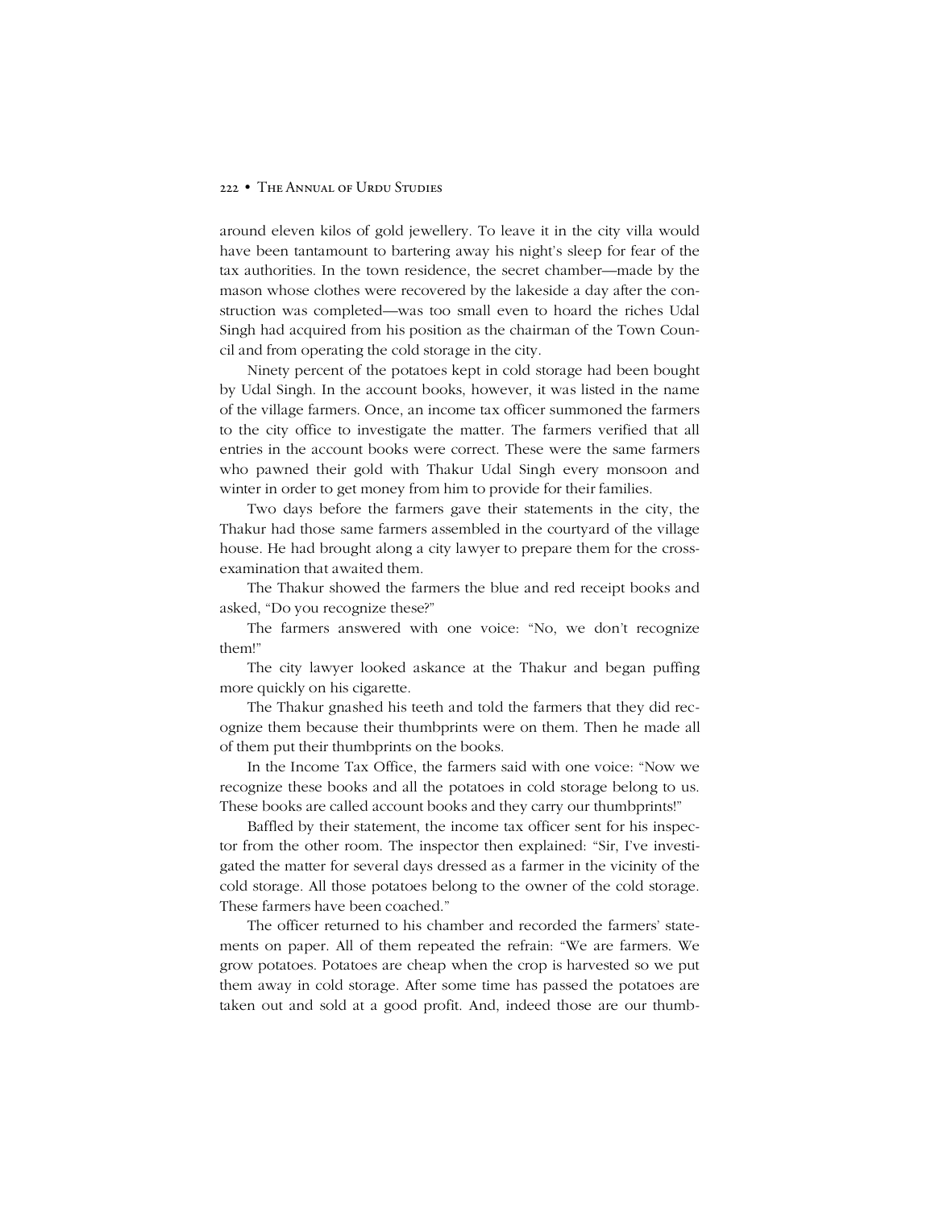around eleven kilos of gold jewellery. To leave it in the city villa would have been tantamount to bartering away his night's sleep for fear of the tax authorities. In the town residence, the secret chamber—made by the mason whose clothes were recovered by the lakeside a day after the construction was completed—was too small even to hoard the riches Udal Singh had acquired from his position as the chairman of the Town Council and from operating the cold storage in the city.

Ninety percent of the potatoes kept in cold storage had been bought by Udal Singh. In the account books, however, it was listed in the name of the village farmers. Once, an income tax officer summoned the farmers to the city office to investigate the matter. The farmers verified that all entries in the account books were correct. These were the same farmers who pawned their gold with Thakur Udal Singh every monsoon and winter in order to get money from him to provide for their families.

Two days before the farmers gave their statements in the city, the Thakur had those same farmers assembled in the courtyard of the village house. He had brought along a city lawyer to prepare them for the cross-examination that awaited them.

The Thakur showed the farmers the blue and red receipt books and asked, "Do you recognize these?"

The farmers answered with one voice: "No, we don't recognize them!"

The city lawyer looked askance at the Thakur and began puffing more quickly on his cigarette.

The Thakur gnashed his teeth and told the farmers that they did recognize them because their thumbprints were on them. Then he made all of them put their thumbprints on the books.

In the Income Tax Office, the farmers said with one voice: "Now we recognize these books and all the potatoes in cold storage belong to us. These books are called account books and they carry our thumbprints!"

Baffled by their statement, the income tax officer sent for his inspector from the other room. The inspector then explained: "Sir, I've investigated the matter for several days dressed as a farmer in the vicinity of the cold storage. All those potatoes belong to the owner of the cold storage. These farmers have been coached."

The officer returned to his chamber and recorded the farmers' statements on paper. All of them repeated the refrain: "We are farmers. We grow potatoes. Potatoes are cheap when the crop is harvested so we put them away in cold storage. After some time has passed the potatoes are taken out and sold at a good profit. And, indeed those are our thumb-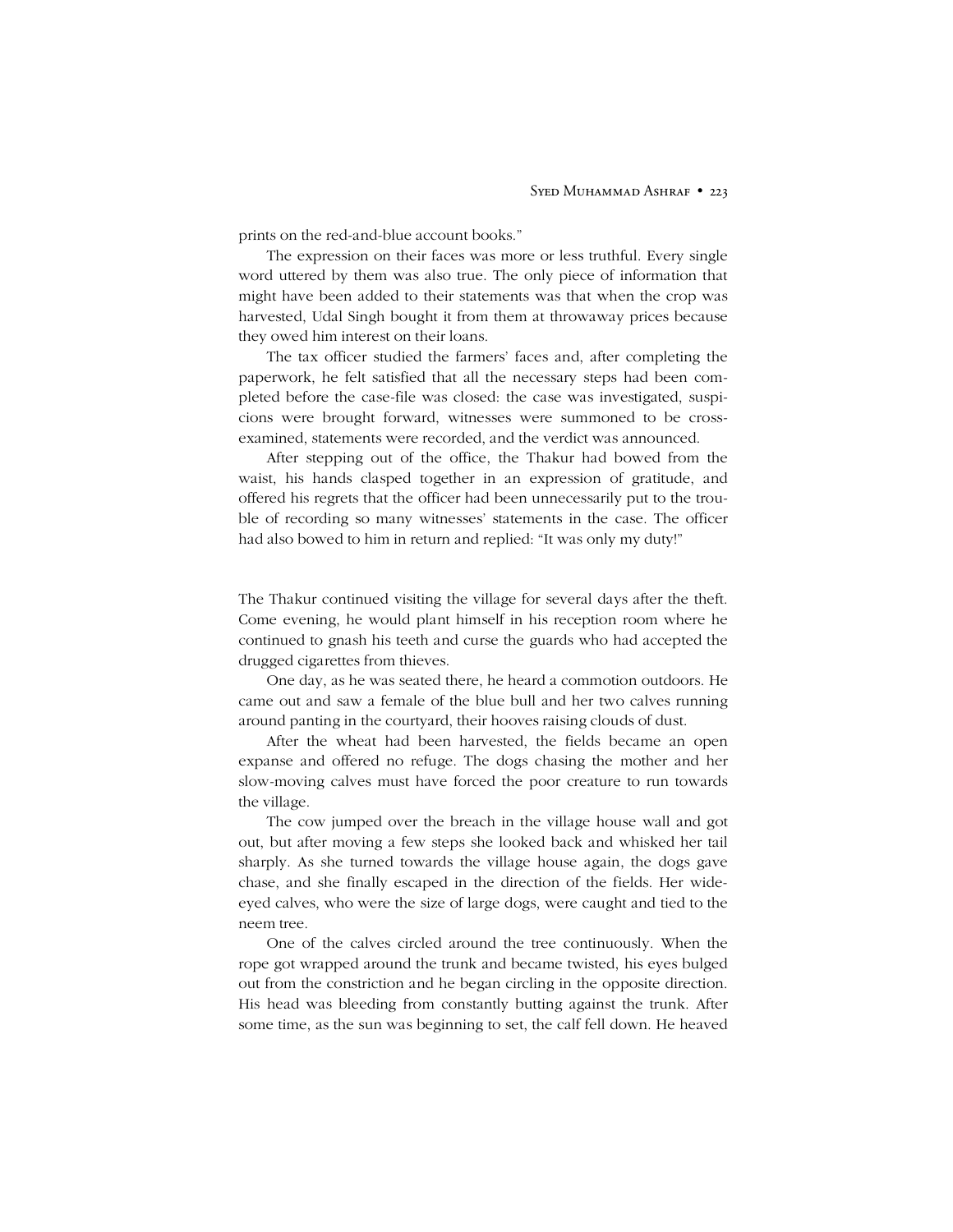prints on the red-and-blue account books."

The expression on their faces was more or less truthful. Every single word uttered by them was also true. The only piece of information that might have been added to their statements was that when the crop was harvested, Udal Singh bought it from them at throwaway prices because they owed him interest on their loans.

The tax officer studied the farmers' faces and, after completing the paperwork, he felt satisfied that all the necessary steps had been completed before the case-file was closed: the case was investigated, suspicions were brought forward, witnesses were summoned to be cross-examined, statements were recorded, and the verdict was announced.

After stepping out of the office, the Thakur had bowed from the waist, his hands clasped together in an expression of gratitude, and offered his regrets that the officer had been unnecessarily put to the trouble of recording so many witnesses' statements in the case. The officer had also bowed to him in return and replied: "It was only my duty!"

The Thakur continued visiting the village for several days after the theft. Come evening, he would plant himself in his reception room where he continued to gnash his teeth and curse the guards who had accepted the drugged cigarettes from thieves.

One day, as he was seated there, he heard a commotion outdoors. He came out and saw a female of the blue bull and her two calves running around panting in the courtyard, their hooves raising clouds of dust.

After the wheat had been harvested, the fields became an open expanse and offered no refuge. The dogs chasing the mother and her slow-moving calves must have forced the poor creature to run towards the village.

The cow jumped over the breach in the village house wall and got out, but after moving a few steps she looked back and whisked her tail sharply. As she turned towards the village house again, the dogs gave chase, and she finally escaped in the direction of the fields. Her wide-eyed calves, who were the size of large dogs, were caught and tied to the neem tree.

One of the calves circled around the tree continuously. When the rope got wrapped around the trunk and became twisted, his eyes bulged out from the constriction and he began circling in the opposite direction. His head was bleeding from constantly butting against the trunk. After some time, as the sun was beginning to set, the calf fell down. He heaved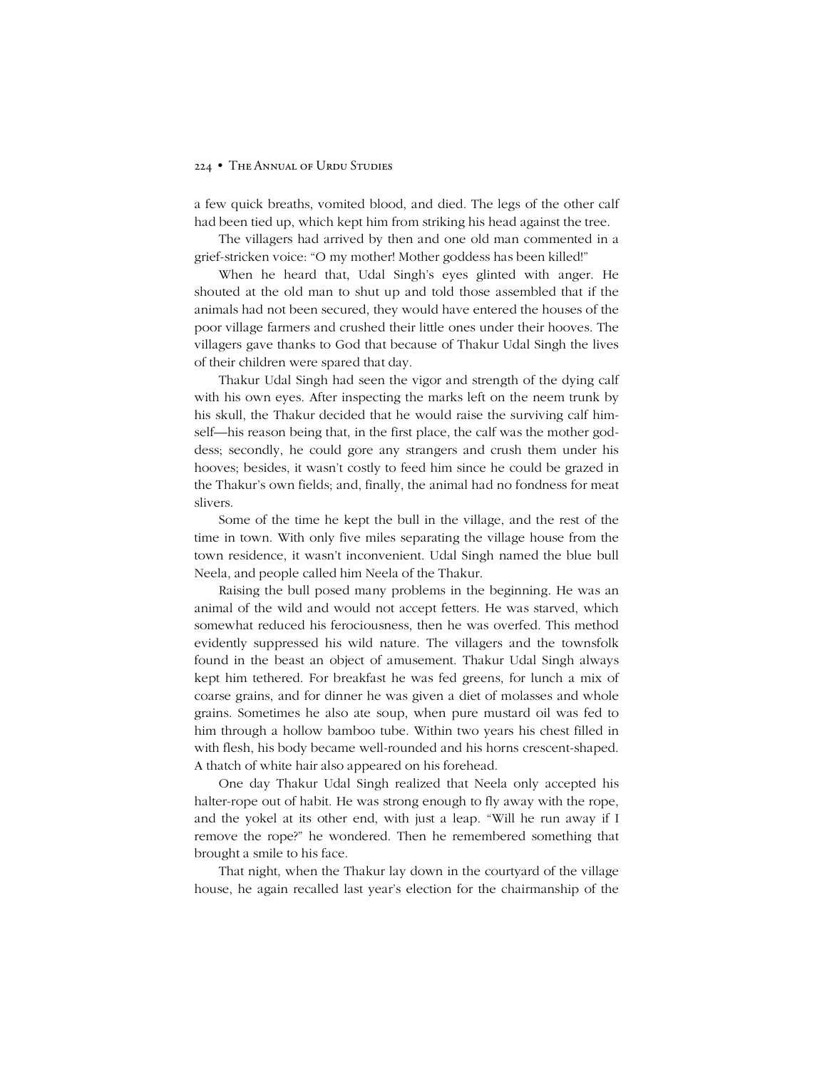a few quick breaths, vomited blood, and died. The legs of the other calf had been tied up, which kept him from striking his head against the tree.

The villagers had arrived by then and one old man commented in a grief-stricken voice: "O my mother! Mother goddess has been killed!"

When he heard that, Udal Singh's eyes glinted with anger. He shouted at the old man to shut up and told those assembled that if the animals had not been secured, they would have entered the houses of the poor village farmers and crushed their little ones under their hooves. The villagers gave thanks to God that because of Thakur Udal Singh the lives of their children were spared that day.

Thakur Udal Singh had seen the vigor and strength of the dying calf with his own eyes. After inspecting the marks left on the neem trunk by his skull, the Thakur decided that he would raise the surviving calf himself—his reason being that, in the first place, the calf was the mother goddess; secondly, he could gore any strangers and crush them under his hooves; besides, it wasn't costly to feed him since he could be grazed in the Thakur's own fields; and, finally, the animal had no fondness for meat slivers.

Some of the time he kept the bull in the village, and the rest of the time in town. With only five miles separating the village house from the town residence, it wasn't inconvenient. Udal Singh named the blue bull Neela, and people called him Neela of the Thakur.

Raising the bull posed many problems in the beginning. He was an animal of the wild and would not accept fetters. He was starved, which somewhat reduced his ferociousness, then he was overfed. This method evidently suppressed his wild nature. The villagers and the townsfolk found in the beast an object of amusement. Thakur Udal Singh always kept him tethered. For breakfast he was fed greens, for lunch a mix of coarse grains, and for dinner he was given a diet of molasses and whole grains. Sometimes he also ate soup, when pure mustard oil was fed to him through a hollow bamboo tube. Within two years his chest filled in with flesh, his body became well-rounded and his horns crescent-shaped. A thatch of white hair also appeared on his forehead.

One day Thakur Udal Singh realized that Neela only accepted his halter-rope out of habit. He was strong enough to fly away with the rope, and the yokel at its other end, with just a leap. "Will he run away if I remove the rope?" he wondered. Then he remembered something that brought a smile to his face.

That night, when the Thakur lay down in the courtyard of the village house, he again recalled last year's election for the chairmanship of the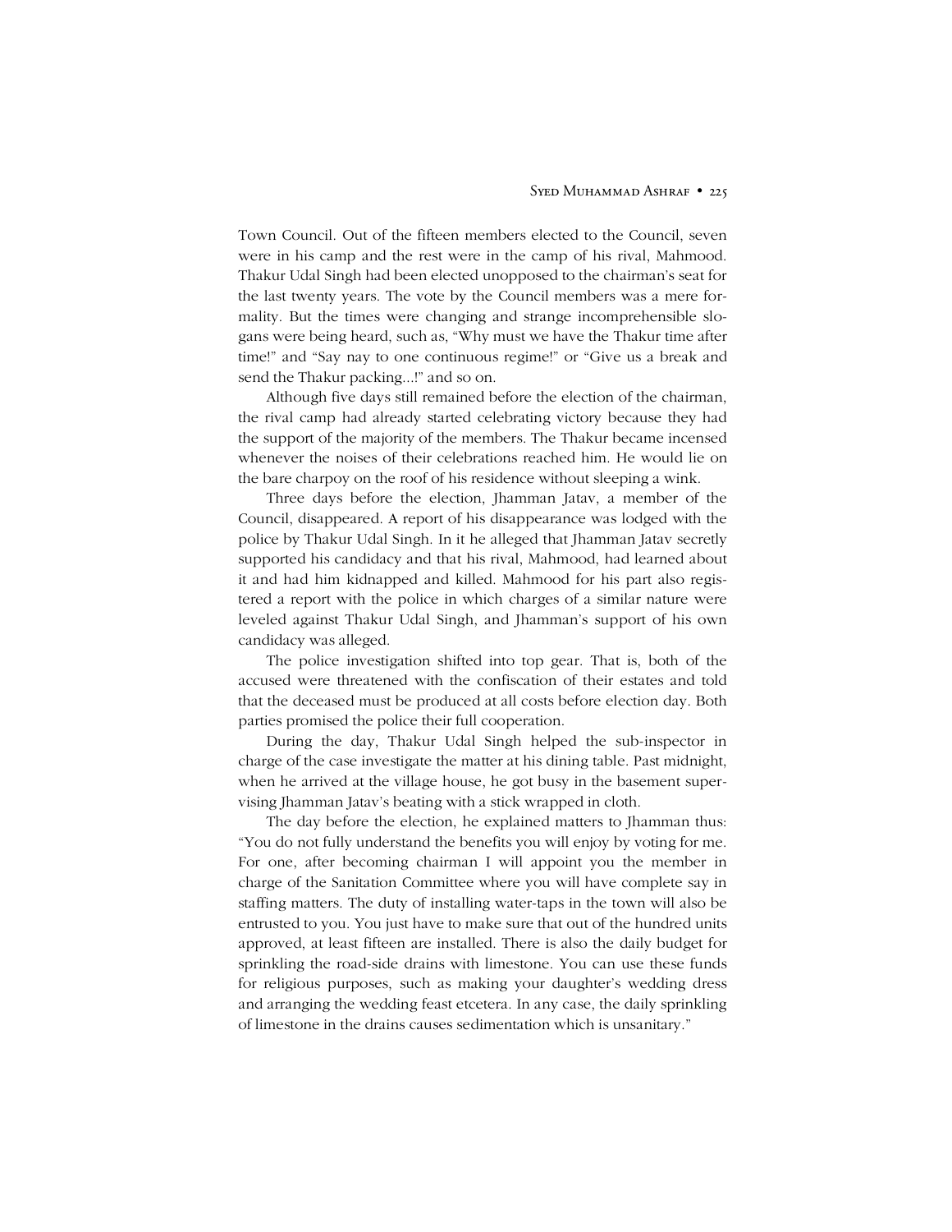Town Council. Out of the fifteen members elected to the Council, seven were in his camp and the rest were in the camp of his rival, Mahmood. Thakur Udal Singh had been elected unopposed to the chairman's seat for the last twenty years. The vote by the Council members was a mere formality. But the times were changing and strange incomprehensible slogans were being heard, such as, "Why must we have the Thakur time after time!" and "Say nay to one continuous regime!" or "Give us a break and send the Thakur packing...!" and so on.

Although five days still remained before the election of the chairman, the rival camp had already started celebrating victory because they had the support of the majority of the members. The Thakur became incensed whenever the noises of their celebrations reached him. He would lie on the bare charpoy on the roof of his residence without sleeping a wink.

Three days before the election, Jhamman Jatav, a member of the Council, disappeared. A report of his disappearance was lodged with the police by Thakur Udal Singh. In it he alleged that Jhamman Jatav secretly supported his candidacy and that his rival, Mahmood, had learned about it and had him kidnapped and killed. Mahmood for his part also registered a report with the police in which charges of a similar nature were leveled against Thakur Udal Singh, and Jhamman's support of his own candidacy was alleged.

The police investigation shifted into top gear. That is, both of the accused were threatened with the confiscation of their estates and told that the deceased must be produced at all costs before election day. Both parties promised the police their full cooperation.

During the day, Thakur Udal Singh helped the sub-inspector in charge of the case investigate the matter at his dining table. Past midnight, when he arrived at the village house, he got busy in the basement supervising Jhamman Jatav's beating with a stick wrapped in cloth.

The day before the election, he explained matters to Jhamman thus: "You do not fully understand the benefits you will enjoy by voting for me. For one, after becoming chairman I will appoint you the member in charge of the Sanitation Committee where you will have complete say in staffing matters. The duty of installing water-taps in the town will also be entrusted to you. You just have to make sure that out of the hundred units approved, at least fifteen are installed. There is also the daily budget for sprinkling the road-side drains with limestone. You can use these funds for religious purposes, such as making your daughter's wedding dress and arranging the wedding feast etcetera. In any case, the daily sprinkling of limestone in the drains causes sedimentation which is unsanitary."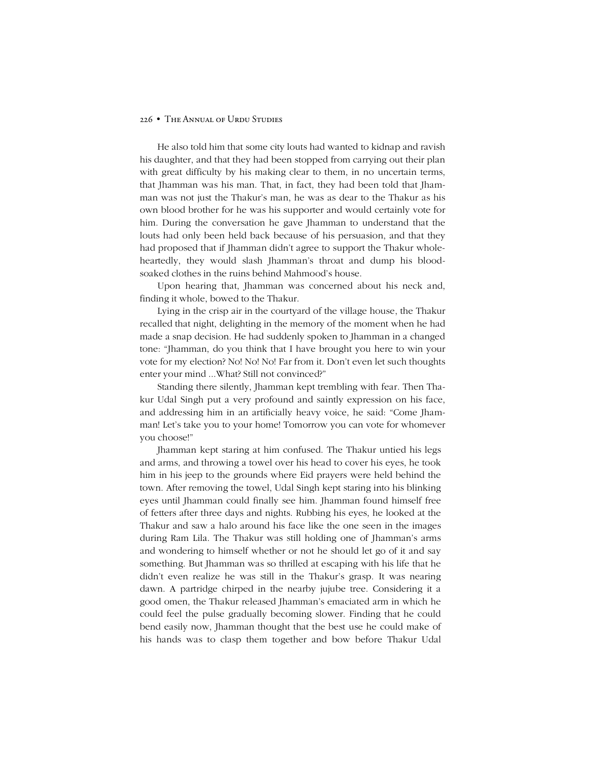He also told him that some city louts had wanted to kidnap and ravish his daughter, and that they had been stopped from carrying out their plan with great difficulty by his making clear to them, in no uncertain terms, that Jhamman was his man. That, in fact, they had been told that Jhamman was not just the Thakur's man, he was as dear to the Thakur as his own blood brother for he was his supporter and would certainly vote for him. During the conversation he gave Jhamman to understand that the louts had only been held back because of his persuasion, and that they had proposed that if Jhamman didn't agree to support the Thakur wholeheartedly, they would slash Jhamman's throat and dump his blood-soaked clothes in the ruins behind Mahmood's house.

Upon hearing that, Jhamman was concerned about his neck and, finding it whole, bowed to the Thakur.

Lying in the crisp air in the courtyard of the village house, the Thakur recalled that night, delighting in the memory of the moment when he had made a snap decision. He had suddenly spoken to Jhamman in a changed tone: "Jhamman, do you think that I have brought you here to win your vote for my election? No! No! No! Far from it. Don't even let such thoughts enter your mind ...What? Still not convinced?"

Standing there silently, Jhamman kept trembling with fear. Then Thakur Udal Singh put a very profound and saintly expression on his face, and addressing him in an artificially heavy voice, he said: "Come Jhamman! Let's take you to your home! Tomorrow you can vote for whomever you choose!"

Jhamman kept staring at him confused. The Thakur untied his legs and arms, and throwing a towel over his head to cover his eyes, he took him in his jeep to the grounds where Eid prayers were held behind the town. After removing the towel, Udal Singh kept staring into his blinking eyes until Jhamman could finally see him. Jhamman found himself free of fetters after three days and nights. Rubbing his eyes, he looked at the Thakur and saw a halo around his face like the one seen in the images during Ram Lila. The Thakur was still holding one of Jhamman's arms and wondering to himself whether or not he should let go of it and say something. But Jhamman was so thrilled at escaping with his life that he didn't even realize he was still in the Thakur's grasp. It was nearing dawn. A partridge chirped in the nearby jujube tree. Considering it a good omen, the Thakur released Jhamman's emaciated arm in which he could feel the pulse gradually becoming slower. Finding that he could bend easily now, Jhamman thought that the best use he could make of his hands was to clasp them together and bow before Thakur Udal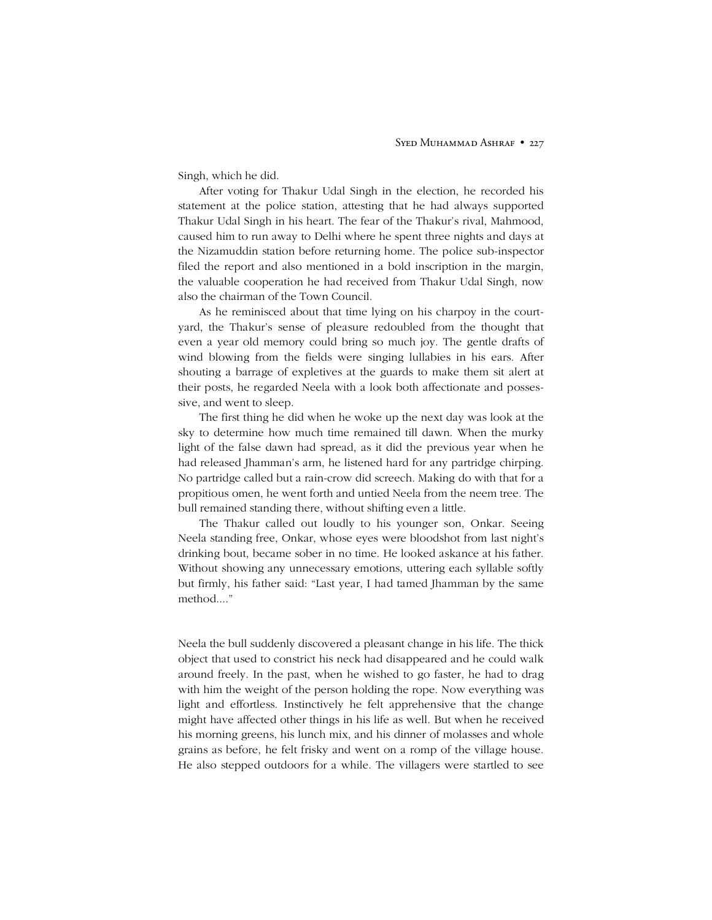Singh, which he did.

After voting for Thakur Udal Singh in the election, he recorded his statement at the police station, attesting that he had always supported Thakur Udal Singh in his heart. The fear of the Thakur's rival, Mahmood, caused him to run away to Delhi where he spent three nights and days at the Nizamuddin station before returning home. The police sub-inspector filed the report and also mentioned in a bold inscription in the margin, the valuable cooperation he had received from Thakur Udal Singh, now also the chairman of the Town Council.

As he reminisced about that time lying on his charpoy in the courtyard, the Thakur's sense of pleasure redoubled from the thought that even a year old memory could bring so much joy. The gentle drafts of wind blowing from the fields were singing lullabies in his ears. After shouting a barrage of expletives at the guards to make them sit alert at their posts, he regarded Neela with a look both affectionate and possessive, and went to sleep.

The first thing he did when he woke up the next day was look at the sky to determine how much time remained till dawn. When the murky light of the false dawn had spread, as it did the previous year when he had released Jhamman's arm, he listened hard for any partridge chirping. No partridge called but a rain-crow did screech. Making do with that for a propitious omen, he went forth and untied Neela from the neem tree. The bull remained standing there, without shifting even a little.

The Thakur called out loudly to his younger son, Onkar. Seeing Neela standing free, Onkar, whose eyes were bloodshot from last night's drinking bout, became sober in no time. He looked askance at his father. Without showing any unnecessary emotions, uttering each syllable softly but firmly, his father said: "Last year, I had tamed Jhamman by the same method...."

Neela the bull suddenly discovered a pleasant change in his life. The thick object that used to constrict his neck had disappeared and he could walk around freely. In the past, when he wished to go faster, he had to drag with him the weight of the person holding the rope. Now everything was light and effortless. Instinctively he felt apprehensive that the change might have affected other things in his life as well. But when he received his morning greens, his lunch mix, and his dinner of molasses and whole grains as before, he felt frisky and went on a romp of the village house. He also stepped outdoors for a while. The villagers were startled to see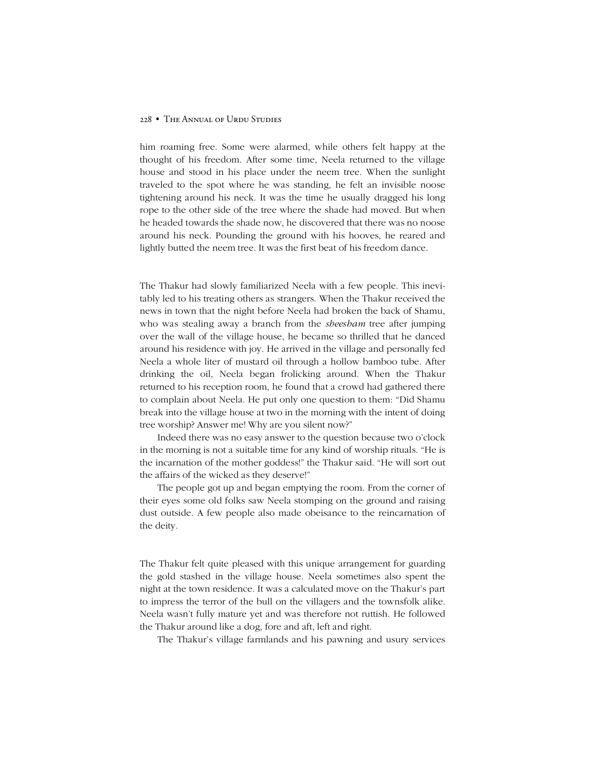him roaming free. Some were alarmed, while others felt happy at the thought of his freedom. After some time, Neela returned to the village house and stood in his place under the neem tree. When the sunlight traveled to the spot where he was standing, he felt an invisible noose tightening around his neck. It was the time he usually dragged his long rope to the other side of the tree where the shade had moved. But when he headed towards the shade now, he discovered that there was no noose around his neck. Pounding the ground with his hooves, he reared and lightly butted the neem tree. It was the first beat of his freedom dance.

The Thakur had slowly familiarized Neela with a few people. This inevitably led to his treating others as strangers. When the Thakur received the news in town that the night before Neela had broken the back of Shamu, who was stealing away a branch from the *sheesham* tree after jumping over the wall of the village house, he became so thrilled that he danced around his residence with joy. He arrived in the village and personally fed Neela a whole liter of mustard oil through a hollow bamboo tube. After drinking the oil, Neela began frolicking around. When the Thakur returned to his reception room, he found that a crowd had gathered there to complain about Neela. He put only one question to them: "Did Shamu break into the village house at two in the morning with the intent of doing tree worship? Answer me! Why are you silent now?"

Indeed there was no easy answer to the question because two o'clock in the morning is not a suitable time for any kind of worship rituals. "He is the incarnation of the mother goddess!" the Thakur said. "He will sort out the affairs of the wicked as they deserve!"

The people got up and began emptying the room. From the corner of their eyes some old folks saw Neela stomping on the ground and raising dust outside. A few people also made obeisance to the reincarnation of the deity.

The Thakur felt quite pleased with this unique arrangement for guarding the gold stashed in the village house. Neela sometimes also spent the night at the town residence. It was a calculated move on the Thakur's part to impress the terror of the bull on the villagers and the townsfolk alike. Neela wasn't fully mature yet and was therefore not ruttish. He followed the Thakur around like a dog, fore and aft, left and right.

The Thakur's village farmlands and his pawning and usury services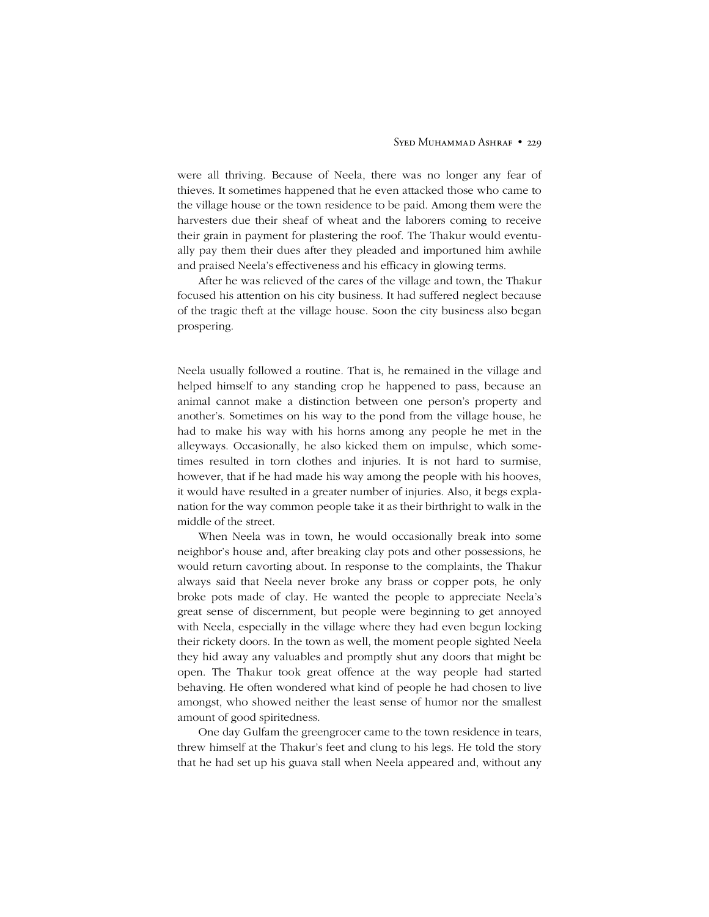were all thriving. Because of Neela, there was no longer any fear of thieves. It sometimes happened that he even attacked those who came to the village house or the town residence to be paid. Among them were the harvesters due their sheaf of wheat and the laborers coming to receive their grain in payment for plastering the roof. The Thakur would eventually pay them their dues after they pleaded and importuned him awhile and praised Neela's effectiveness and his efficacy in glowing terms.

After he was relieved of the cares of the village and town, the Thakur focused his attention on his city business. It had suffered neglect because of the tragic theft at the village house. Soon the city business also began prospering.

Neela usually followed a routine. That is, he remained in the village and helped himself to any standing crop he happened to pass, because an animal cannot make a distinction between one person's property and another's. Sometimes on his way to the pond from the village house, he had to make his way with his horns among any people he met in the alleyways. Occasionally, he also kicked them on impulse, which sometimes resulted in torn clothes and injuries. It is not hard to surmise, however, that if he had made his way among the people with his hooves, it would have resulted in a greater number of injuries. Also, it begs explanation for the way common people take it as their birthright to walk in the middle of the street.

When Neela was in town, he would occasionally break into some neighbor's house and, after breaking clay pots and other possessions, he would return cavorting about. In response to the complaints, the Thakur always said that Neela never broke any brass or copper pots, he only broke pots made of clay. He wanted the people to appreciate Neela's great sense of discernment, but people were beginning to get annoyed with Neela, especially in the village where they had even begun locking their rickety doors. In the town as well, the moment people sighted Neela they hid away any valuables and promptly shut any doors that might be open. The Thakur took great offence at the way people had started behaving. He often wondered what kind of people he had chosen to live amongst, who showed neither the least sense of humor nor the smallest amount of good spiritedness.

One day Gulfam the greengrocer came to the town residence in tears, threw himself at the Thakur's feet and clung to his legs. He told the story that he had set up his guava stall when Neela appeared and, without any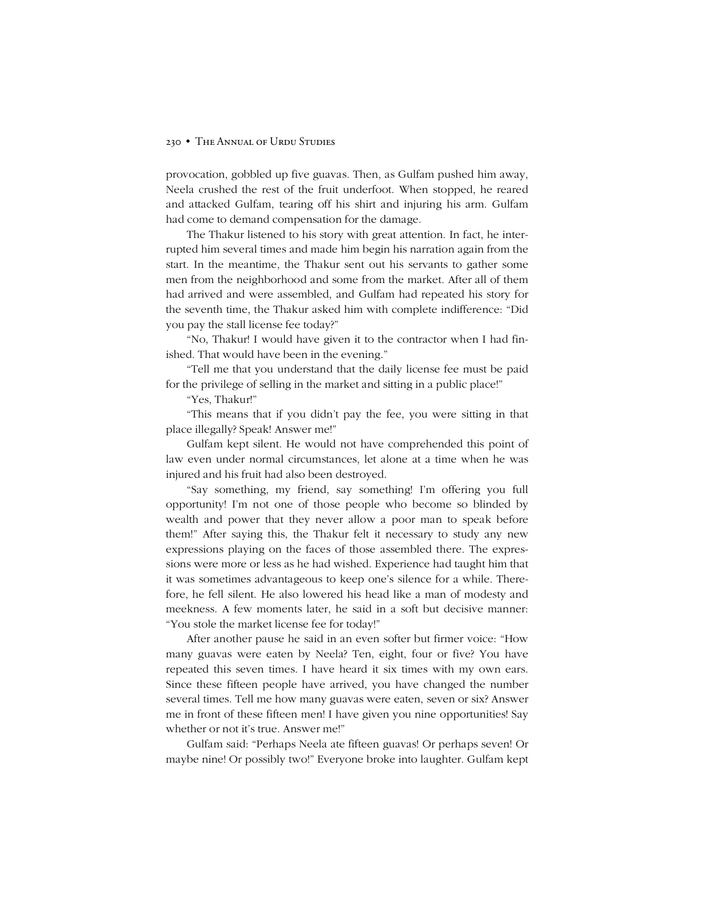provocation, gobbled up five guavas. Then, as Gulfam pushed him away, Neela crushed the rest of the fruit underfoot. When stopped, he reared and attacked Gulfam, tearing off his shirt and injuring his arm. Gulfam had come to demand compensation for the damage.

The Thakur listened to his story with great attention. In fact, he interrupted him several times and made him begin his narration again from the start. In the meantime, the Thakur sent out his servants to gather some men from the neighborhood and some from the market. After all of them had arrived and were assembled, and Gulfam had repeated his story for the seventh time, the Thakur asked him with complete indifference: "Did you pay the stall license fee today?"

"No, Thakur! I would have given it to the contractor when I had finished. That would have been in the evening."

"Tell me that you understand that the daily license fee must be paid for the privilege of selling in the market and sitting in a public place!"

"Yes, Thakur!"

"This means that if you didn't pay the fee, you were sitting in that place illegally? Speak! Answer me!"

Gulfam kept silent. He would not have comprehended this point of law even under normal circumstances, let alone at a time when he was injured and his fruit had also been destroyed.

"Say something, my friend, say something! I'm offering you full opportunity! I'm not one of those people who become so blinded by wealth and power that they never allow a poor man to speak before them!" After saying this, the Thakur felt it necessary to study any new expressions playing on the faces of those assembled there. The expressions were more or less as he had wished. Experience had taught him that it was sometimes advantageous to keep one's silence for a while. Therefore, he fell silent. He also lowered his head like a man of modesty and meekness. A few moments later, he said in a soft but decisive manner: "You stole the market license fee for today!"

After another pause he said in an even softer but firmer voice: "How many guavas were eaten by Neela? Ten, eight, four or five? You have repeated this seven times. I have heard it six times with my own ears. Since these fifteen people have arrived, you have changed the number several times. Tell me how many guavas were eaten, seven or six? Answer me in front of these fifteen men! I have given you nine opportunities! Say whether or not it's true. Answer me!"

Gulfam said: "Perhaps Neela ate fifteen guavas! Or perhaps seven! Or maybe nine! Or possibly two!" Everyone broke into laughter. Gulfam kept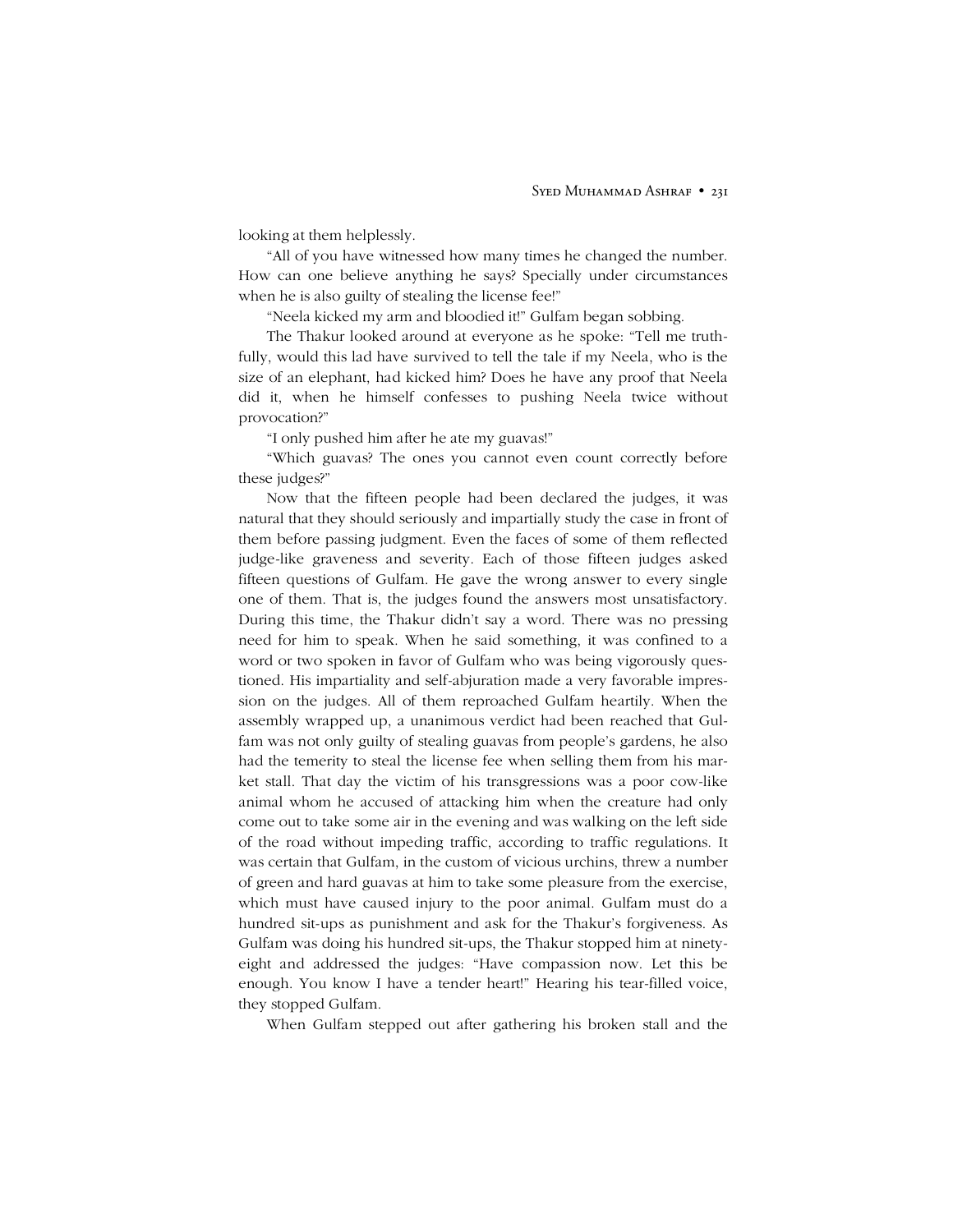looking at them helplessly.

"All of you have witnessed how many times he changed the number. How can one believe anything he says? Specially under circumstances when he is also guilty of stealing the license fee!"

"Neela kicked my arm and bloodied it!" Gulfam began sobbing.

The Thakur looked around at everyone as he spoke: "Tell me truthfully, would this lad have survived to tell the tale if my Neela, who is the size of an elephant, had kicked him? Does he have any proof that Neela did it, when he himself confesses to pushing Neela twice without provocation?"

"I only pushed him after he ate my guavas!"

"Which guavas? The ones you cannot even count correctly before these judges?"

Now that the fifteen people had been declared the judges, it was natural that they should seriously and impartially study the case in front of them before passing judgment. Even the faces of some of them reflected judge-like graveness and severity. Each of those fifteen judges asked fifteen questions of Gulfam. He gave the wrong answer to every single one of them. That is, the judges found the answers most unsatisfactory. During this time, the Thakur didn't say a word. There was no pressing need for him to speak. When he said something, it was confined to a word or two spoken in favor of Gulfam who was being vigorously questioned. His impartiality and self-abjuration made a very favorable impression on the judges. All of them reproached Gulfam heartily. When the assembly wrapped up, a unanimous verdict had been reached that Gulfam was not only guilty of stealing guavas from people's gardens, he also had the temerity to steal the license fee when selling them from his market stall. That day the victim of his transgressions was a poor cow-like animal whom he accused of attacking him when the creature had only come out to take some air in the evening and was walking on the left side of the road without impeding traffic, according to traffic regulations. It was certain that Gulfam, in the custom of vicious urchins, threw a number of green and hard guavas at him to take some pleasure from the exercise, which must have caused injury to the poor animal. Gulfam must do a hundred sit-ups as punishment and ask for the Thakur's forgiveness. As Gulfam was doing his hundred sit-ups, the Thakur stopped him at ninety-eight and addressed the judges: "Have compassion now. Let this be enough. You know I have a tender heart!" Hearing his tear-filled voice, they stopped Gulfam.

When Gulfam stepped out after gathering his broken stall and the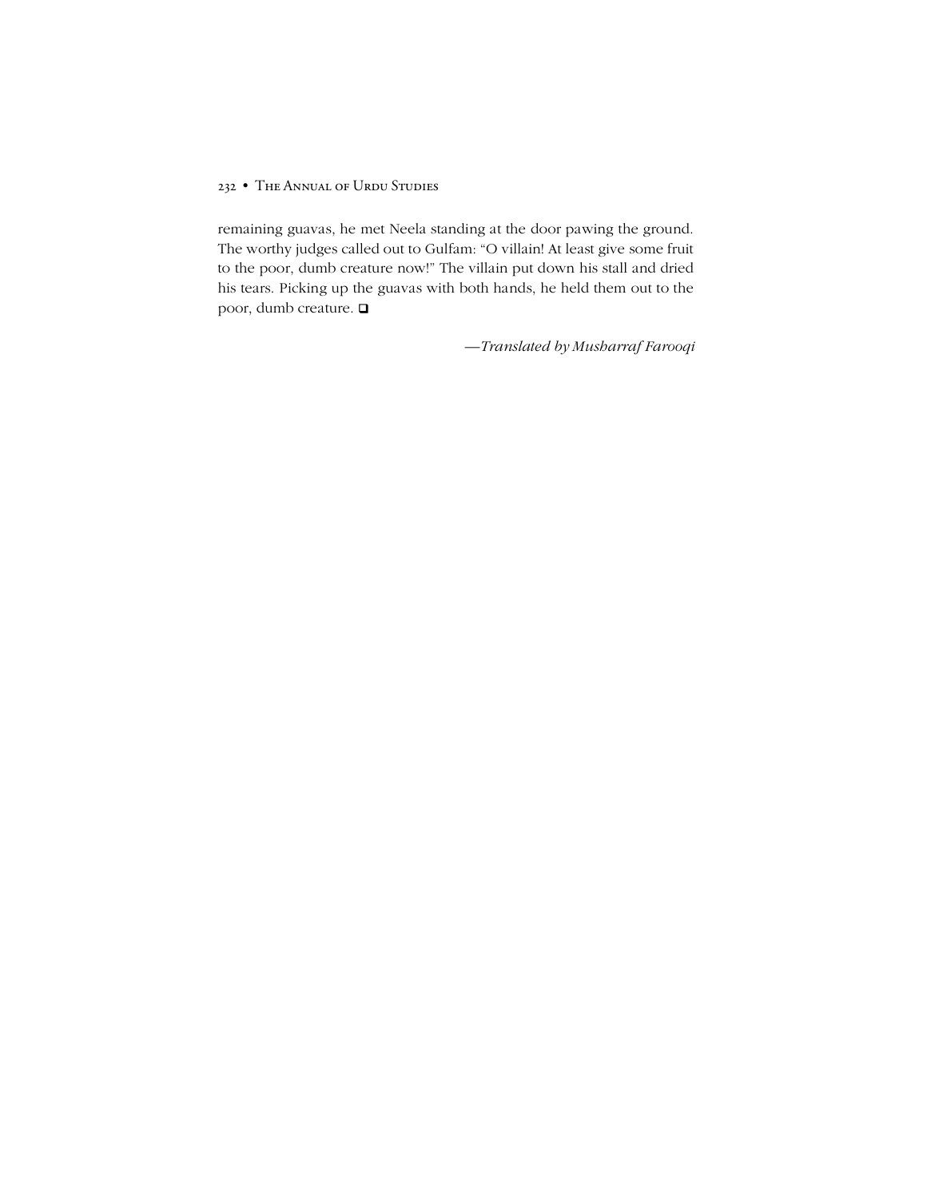remaining guavas, he met Neela standing at the door pawing the ground. The worthy judges called out to Gulfam: "O villain! At least give some fruit to the poor, dumb creature now!" The villain put down his stall and dried his tears. Picking up the guavas with both hands, he held them out to the poor, dumb creature. ❑

—*Translated by Musharraf Farooqi*